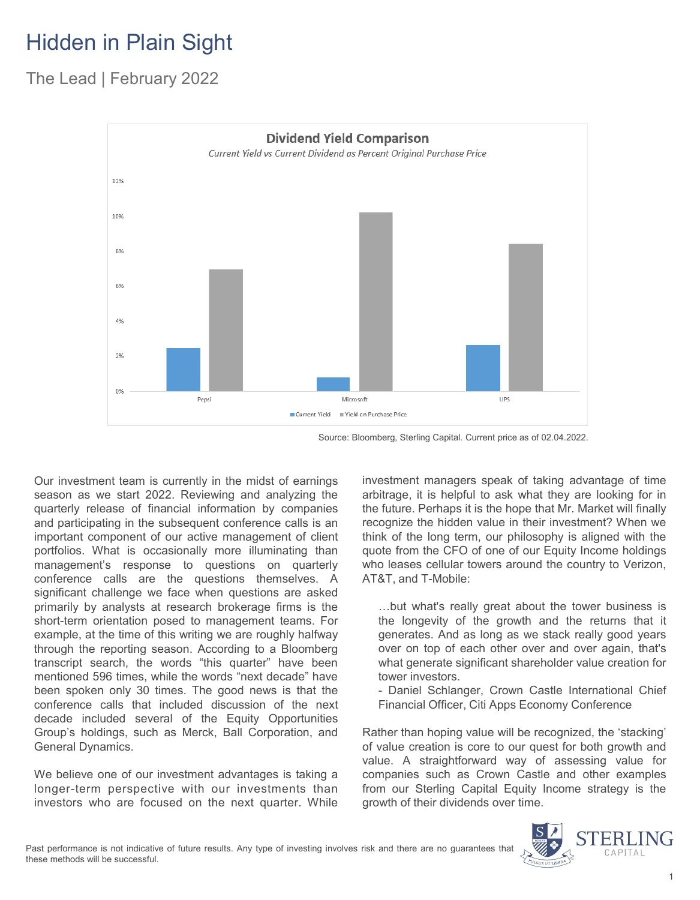# Hidden in Plain Sight

## The Lead | February 2022

**Dividend Yield Comparison**

*Current Yield vs Current Dividend as Percent Original Purchase Price*

Source: Bloomberg, Sterling Capital. Current price as of 02.04.2022.

Our investment team is currently in the midst of earnings season as we start 2022. Reviewing and analyzing the quarterly release of financial information by companies and participating in the subsequent conference calls is an important component of our active management of client portfolios. What is occasionally more illuminating than management's response to questions on quarterly conference calls are the questions themselves. A significant challenge we face when questions are asked primarily by analysts at research brokerage firms is the short-term orientation posed to management teams. For example, at the time of this writing we are roughly halfway through the reporting season. According to a Bloomberg transcript search, the words "this quarter" have been mentioned 596 times, while the words "next decade" have been spoken only 30 times. The good news is that the conference calls that included discussion of the next decade included several of the Equity Opportunities Group's holdings, such as Merck, Ball Corporation, and General Dynamics.

We believe one of our investment advantages is taking a longer-term perspective with our investments than investors who are focused on the next quarter. While investment managers speak of taking advantage of time arbitrage, it is helpful to ask what they are looking for in the future. Perhaps it is the hope that Mr. Market will finally recognize the hidden value in their investment? When we think of the long term, our philosophy is aligned with the quote from the CFO of one of our Equity Income holdings who leases cellular towers around the country to Verizon, AT&T, and T-Mobile:

> …but what's really great about the tower business is the longevity of the growth and the returns that it generates. And as long as we stack really good years over on top of each other over and over again, that's what generate significant shareholder value creation for tower investors.
>
> \- Daniel Schlanger, Crown Castle International Chief Financial Officer, Citi Apps Economy Conference

Rather than hoping value will be recognized, the 'stacking' of value creation is core to our quest for both growth and value. A straightforward way of assessing value for companies such as Crown Castle and other examples from our Sterling Capital Equity Income strategy is the growth of their dividends over time.

Past performance is not indicative of future results. Any type of investing involves risk and there are no guarantees that these methods will be successful.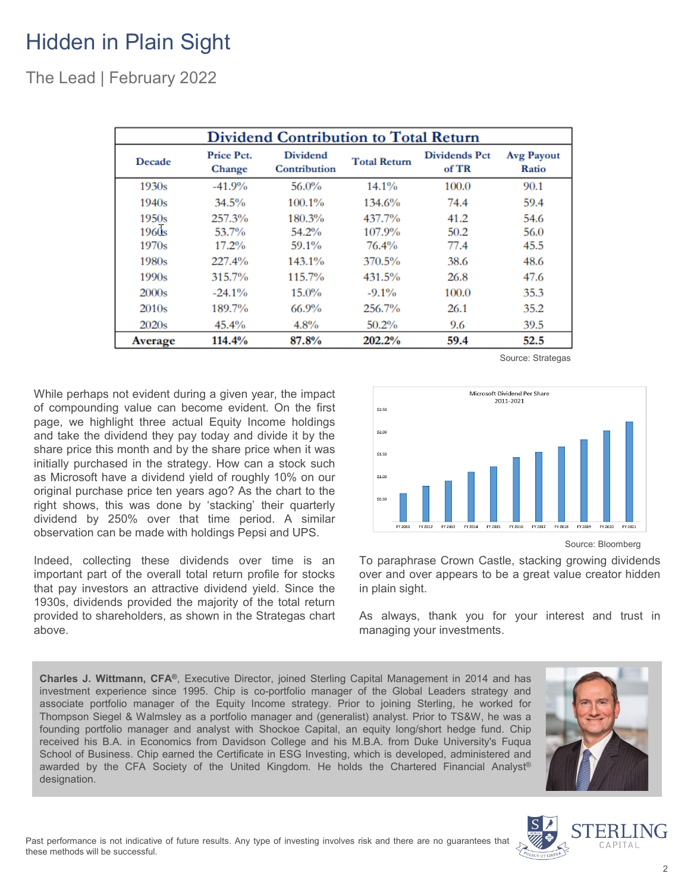# Hidden in Plain Sight

The Lead | February 2022

| Dividend Contribution to Total Return | | | | | |
|---|---|---|---|---|---|
| Decade | Price Pct. Change | Dividend Contribution | Total Return | Dividends Pct of TR | Avg Payout Ratio |
| 1930s | -41.9% | 56.0% | 14.1% | 100.0 | 90.1 |
| 1940s | 34.5% | 100.1% | 134.6% | 74.4 | 59.4 |
| 1950s | 257.3% | 180.3% | 437.7% | 41.2 | 54.6 |
| 1960s | 53.7% | 54.2% | 107.9% | 50.2 | 56.0 |
| 1970s | 17.2% | 59.1% | 76.4% | 77.4 | 45.5 |
| 1980s | 227.4% | 143.1% | 370.5% | 38.6 | 48.6 |
| 1990s | 315.7% | 115.7% | 431.5% | 26.8 | 47.6 |
| 2000s | -24.1% | 15.0% | -9.1% | 100.0 | 35.3 |
| 2010s | 189.7% | 66.9% | 256.7% | 26.1 | 35.2 |
| 2020s | 45.4% | 4.8% | 50.2% | 9.6 | 39.5 |
| **Average** | **114.4%** | **87.8%** | **202.2%** | **59.4** | **52.5** |

Source: Strategas

While perhaps not evident during a given year, the impact of compounding value can become evident. On the first page, we highlight three actual Equity Income holdings and take the dividend they pay today and divide it by the share price this month and by the share price when it was initially purchased in the strategy. How can a stock such as Microsoft have a dividend yield of roughly 10% on our original purchase price ten years ago? As the chart to the right shows, this was done by 'stacking' their quarterly dividend by 250% over that time period. A similar observation can be made with holdings Pepsi and UPS.

Indeed, collecting these dividends over time is an important part of the overall total return profile for stocks that pay investors an attractive dividend yield. Since the 1930s, dividends provided the majority of the total return provided to shareholders, as shown in the Strategas chart above.

Microsoft Dividend Per Share 2011-2021

Source: Bloomberg

To paraphrase Crown Castle, stacking growing dividends over and over appears to be a great value creator hidden in plain sight.

As always, thank you for your interest and trust in managing your investments.

**Charles J. Wittmann, CFA®**, Executive Director, joined Sterling Capital Management in 2014 and has investment experience since 1995. Chip is co-portfolio manager of the Global Leaders strategy and associate portfolio manager of the Equity Income strategy. Prior to joining Sterling, he worked for Thompson Siegel & Walmsley as a portfolio manager and (generalist) analyst. Prior to TS&W, he was a founding portfolio manager and analyst with Shockoe Capital, an equity long/short hedge fund. Chip received his B.A. in Economics from Davidson College and his M.B.A. from Duke University's Fuqua School of Business. Chip earned the Certificate in ESG Investing, which is developed, administered and awarded by the CFA Society of the United Kingdom. He holds the Chartered Financial Analyst® designation.

Past performance is not indicative of future results. Any type of investing involves risk and there are no guarantees that these methods will be successful.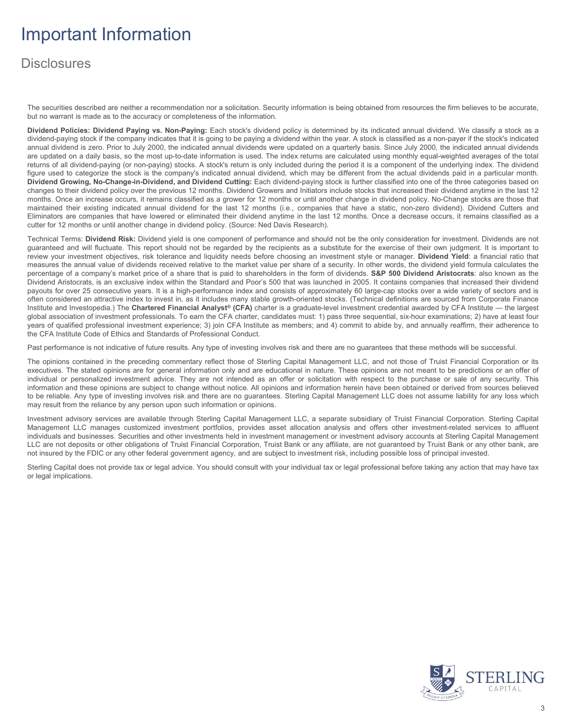# Important Information

## Disclosures

The securities described are neither a recommendation nor a solicitation. Security information is being obtained from resources the firm believes to be accurate, but no warrant is made as to the accuracy or completeness of the information.

**Dividend Policies: Dividend Paying vs. Non-Paying:** Each stock's dividend policy is determined by its indicated annual dividend. We classify a stock as a dividend-paying stock if the company indicates that it is going to be paying a dividend within the year. A stock is classified as a non-payer if the stock's indicated annual dividend is zero. Prior to July 2000, the indicated annual dividends were updated on a quarterly basis. Since July 2000, the indicated annual dividends are updated on a daily basis, so the most up-to-date information is used. The index returns are calculated using monthly equal-weighted averages of the total returns of all dividend-paying (or non-paying) stocks. A stock's return is only included during the period it is a component of the underlying index. The dividend figure used to categorize the stock is the company's indicated annual dividend, which may be different from the actual dividends paid in a particular month. **Dividend Growing, No-Change-in-Dividend, and Dividend Cutting:** Each dividend-paying stock is further classified into one of the three categories based on changes to their dividend policy over the previous 12 months. Dividend Growers and Initiators include stocks that increased their dividend anytime in the last 12 months. Once an increase occurs, it remains classified as a grower for 12 months or until another change in dividend policy. No-Change stocks are those that maintained their existing indicated annual dividend for the last 12 months (i.e., companies that have a static, non-zero dividend). Dividend Cutters and Eliminators are companies that have lowered or eliminated their dividend anytime in the last 12 months. Once a decrease occurs, it remains classified as a cutter for 12 months or until another change in dividend policy. (Source: Ned Davis Research).

Technical Terms: **Dividend Risk:** Dividend yield is one component of performance and should not be the only consideration for investment. Dividends are not guaranteed and will fluctuate. This report should not be regarded by the recipients as a substitute for the exercise of their own judgment. It is important to review your investment objectives, risk tolerance and liquidity needs before choosing an investment style or manager. **Dividend Yield**: a financial ratio that measures the annual value of dividends received relative to the market value per share of a security. In other words, the dividend yield formula calculates the percentage of a company's market price of a share that is paid to shareholders in the form of dividends. **S&P 500 Dividend Aristocrats**: also known as the Dividend Aristocrats, is an exclusive index within the Standard and Poor's 500 that was launched in 2005. It contains companies that increased their dividend payouts for over 25 consecutive years. It is a high-performance index and consists of approximately 60 large-cap stocks over a wide variety of sectors and is often considered an attractive index to invest in, as it includes many stable growth-oriented stocks. (Technical definitions are sourced from Corporate Finance Institute and Investopedia.) The **Chartered Financial Analyst® (CFA)** charter is a graduate-level investment credential awarded by CFA Institute — the largest global association of investment professionals. To earn the CFA charter, candidates must: 1) pass three sequential, six-hour examinations; 2) have at least four years of qualified professional investment experience; 3) join CFA Institute as members; and 4) commit to abide by, and annually reaffirm, their adherence to the CFA Institute Code of Ethics and Standards of Professional Conduct.

Past performance is not indicative of future results. Any type of investing involves risk and there are no guarantees that these methods will be successful.

The opinions contained in the preceding commentary reflect those of Sterling Capital Management LLC, and not those of Truist Financial Corporation or its executives. The stated opinions are for general information only and are educational in nature. These opinions are not meant to be predictions or an offer of individual or personalized investment advice. They are not intended as an offer or solicitation with respect to the purchase or sale of any security. This information and these opinions are subject to change without notice. All opinions and information herein have been obtained or derived from sources believed to be reliable. Any type of investing involves risk and there are no guarantees. Sterling Capital Management LLC does not assume liability for any loss which may result from the reliance by any person upon such information or opinions.

Investment advisory services are available through Sterling Capital Management LLC, a separate subsidiary of Truist Financial Corporation. Sterling Capital Management LLC manages customized investment portfolios, provides asset allocation analysis and offers other investment-related services to affluent individuals and businesses. Securities and other investments held in investment management or investment advisory accounts at Sterling Capital Management LLC are not deposits or other obligations of Truist Financial Corporation, Truist Bank or any affiliate, are not guaranteed by Truist Bank or any other bank, are not insured by the FDIC or any other federal government agency, and are subject to investment risk, including possible loss of principal invested.

Sterling Capital does not provide tax or legal advice. You should consult with your individual tax or legal professional before taking any action that may have tax or legal implications.

STERLING CAPITAL